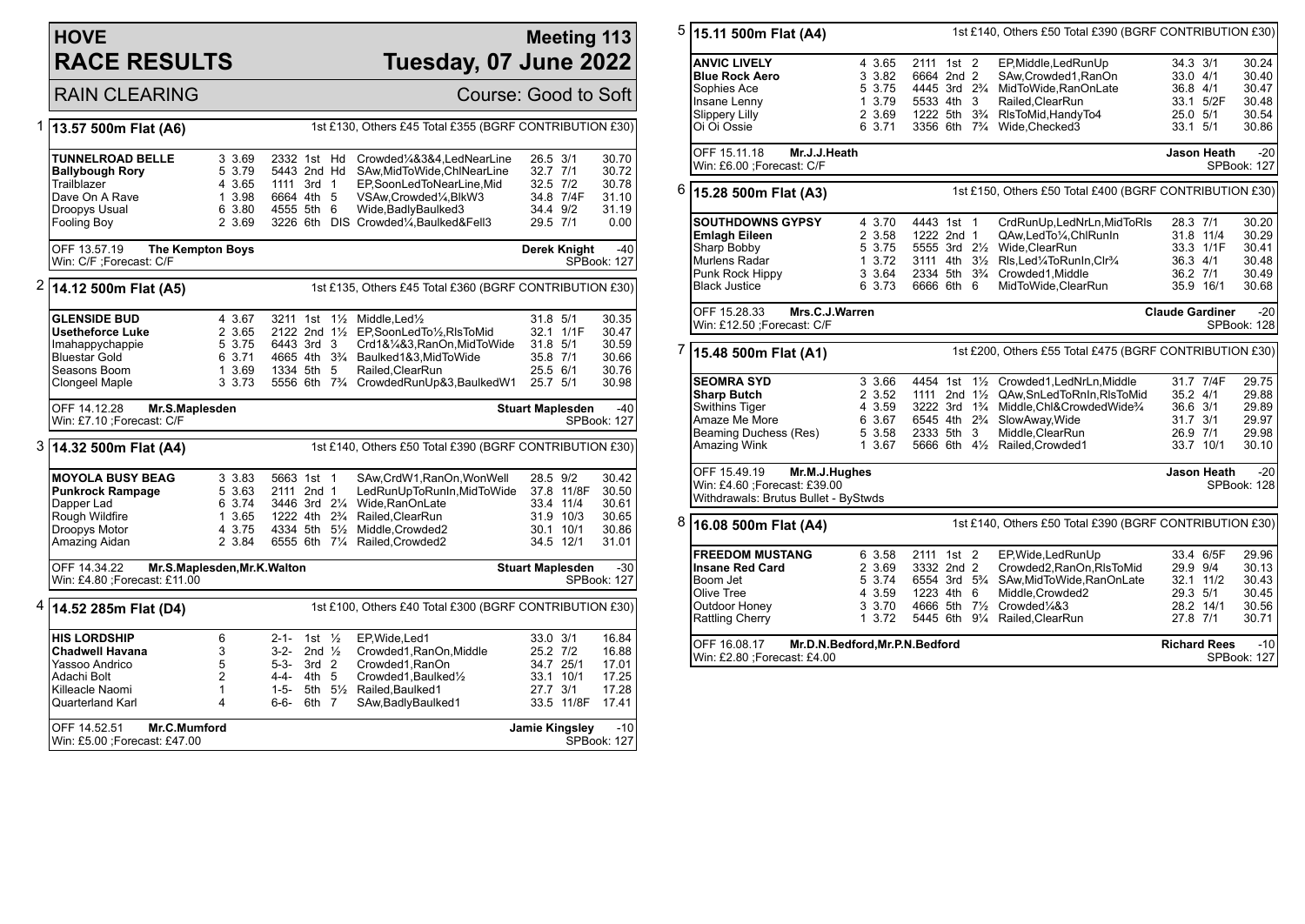# HOVE RACE RESULTS

## Meeting 113 — Tuesday, 07 June 2022

RAIN CLEARING — Course: Good to Soft

### 1 — 13.57 500m Flat (A6)

1st £130, Others £45 Total £355 (BGRF CONTRIBUTION £30)

| | | | | | | | | | |
|---|---|---|---|---|---|---|---|---|---|
| **TUNNELROAD BELLE** | 3 | 3.69 | 2332 | 1st | Hd | Crowded¼&3&4,LedNearLine | 26.5 | 3/1 | 30.70 |
| **Ballybough Rory** | 5 | 3.79 | 5443 | 2nd | Hd | SAw,MidToWide,ChlNearLine | 32.7 | 7/1 | 30.72 |
| Trailblazer | 4 | 3.65 | 1111 | 3rd | 1 | EP,SoonLedToNearLine,Mid | 32.5 | 7/2 | 30.78 |
| Dave On A Rave | 1 | 3.98 | 6664 | 4th | 5 | VSAw,Crowded¼,BlkW3 | 34.8 | 7/4F | 31.10 |
| Droopys Usual | 6 | 3.80 | 4555 | 5th | 6 | Wide,BadlyBaulked3 | 34.4 | 9/2 | 31.19 |
| Fooling Boy | 2 | 3.69 | 3226 | 6th | DIS | Crowded¼,Baulked&Fell3 | 29.5 | 7/1 | 0.00 |

OFF 13.57.19 **The Kempton Boys** — **Derek Knight** -40
Win: C/F ;Forecast: C/F — SPBook: 127

### 2 — 14.12 500m Flat (A5)

1st £135, Others £45 Total £360 (BGRF CONTRIBUTION £30)

| | | | | | | | | | |
|---|---|---|---|---|---|---|---|---|---|
| **GLENSIDE BUD** | 4 | 3.67 | 3211 | 1st | 1½ | Middle,Led½ | 31.8 | 5/1 | 30.35 |
| **Usetheforce Luke** | 2 | 3.65 | 2122 | 2nd | 1½ | EP,SoonLedTo½,RlsToMid | 32.1 | 1/1F | 30.47 |
| Imahappychappie | 5 | 3.75 | 6443 | 3rd | 3 | Crd1&¼&3,RanOn,MidToWide | 31.8 | 5/1 | 30.59 |
| Bluestar Gold | 6 | 3.71 | 4665 | 4th | 3¾ | Baulked1&3,MidToWide | 35.8 | 7/1 | 30.66 |
| Seasons Boom | 1 | 3.69 | 1334 | 5th | 5 | Railed,ClearRun | 25.5 | 6/1 | 30.76 |
| Clongeel Maple | 3 | 3.73 | 5556 | 6th | 7¾ | CrowdedRunUp&3,BaulkedW1 | 25.7 | 5/1 | 30.98 |

OFF 14.12.28 **Mr.S.Maplesden** — **Stuart Maplesden** -40
Win: £7.10 ;Forecast: C/F — SPBook: 127

### 3 — 14.32 500m Flat (A4)

1st £140, Others £50 Total £390 (BGRF CONTRIBUTION £30)

| | | | | | | | | | |
|---|---|---|---|---|---|---|---|---|---|
| **MOYOLA BUSY BEAG** | 3 | 3.83 | 5663 | 1st | 1 | SAw,CrdW1,RanOn,WonWell | 28.5 | 9/2 | 30.42 |
| **Punkrock Rampage** | 5 | 3.63 | 2111 | 2nd | 1 | LedRunUpToRunIn,MidToWide | 37.8 | 11/8F | 30.50 |
| Dapper Lad | 6 | 3.74 | 3446 | 3rd | 2¼ | Wide,RanOnLate | 33.4 | 11/4 | 30.61 |
| Rough Wildfire | 1 | 3.65 | 1222 | 4th | 2¾ | Railed,ClearRun | 31.9 | 10/3 | 30.65 |
| Droopys Motor | 4 | 3.75 | 4334 | 5th | 5½ | Middle,Crowded2 | 30.1 | 10/1 | 30.86 |
| Amazing Aidan | 2 | 3.84 | 6555 | 6th | 7¼ | Railed,Crowded2 | 34.5 | 12/1 | 31.01 |

OFF 14.34.22 **Mr.S.Maplesden,Mr.K.Walton** — **Stuart Maplesden** -30
Win: £4.80 ;Forecast: £11.00 — SPBook: 127

### 4 — 14.52 285m Flat (D4)

1st £100, Others £40 Total £300 (BGRF CONTRIBUTION £30)

| | | | | | | | | |
|---|---|---|---|---|---|---|---|---|
| **HIS LORDSHIP** | 6 | 2-1- | 1st | ½ | EP,Wide,Led1 | 33.0 | 3/1 | 16.84 |
| **Chadwell Havana** | 3 | 3-2- | 2nd | ½ | Crowded1,RanOn,Middle | 25.2 | 7/2 | 16.88 |
| Yassoo Andrico | 5 | 5-3- | 3rd | 2 | Crowded1,RanOn | 34.7 | 25/1 | 17.01 |
| Adachi Bolt | 2 | 4-4- | 4th | 5 | Crowded1,Baulked½ | 33.1 | 10/1 | 17.25 |
| Killeacle Naomi | 1 | 1-5- | 5th | 5½ | Railed,Baulked1 | 27.7 | 3/1 | 17.28 |
| Quarterland Karl | 4 | 6-6- | 6th | 7 | SAw,BadlyBaulked1 | 33.5 | 11/8F | 17.41 |

OFF 14.52.51 **Mr.C.Mumford** — **Jamie Kingsley** -10
Win: £5.00 ;Forecast: £47.00 — SPBook: 127

### 5 — 15.11 500m Flat (A4)

1st £140, Others £50 Total £390 (BGRF CONTRIBUTION £30)

| | | | | | | | | | |
|---|---|---|---|---|---|---|---|---|---|
| **ANVIC LIVELY** | 4 | 3.65 | 2111 | 1st | 2 | EP,Middle,LedRunUp | 34.3 | 3/1 | 30.24 |
| **Blue Rock Aero** | 3 | 3.82 | 6664 | 2nd | 2 | SAw,Crowded1,RanOn | 33.0 | 4/1 | 30.40 |
| Sophies Ace | 5 | 3.75 | 4445 | 3rd | 2¾ | MidToWide,RanOnLate | 36.8 | 4/1 | 30.47 |
| Insane Lenny | 1 | 3.79 | 5533 | 4th | 3 | Railed,ClearRun | 33.1 | 5/2F | 30.48 |
| Slippery Lilly | 2 | 3.69 | 1222 | 5th | 3¾ | RlsToMid,HandyTo4 | 25.0 | 5/1 | 30.54 |
| Oi Oi Ossie | 6 | 3.71 | 3356 | 6th | 7¾ | Wide,Checked3 | 33.1 | 5/1 | 30.86 |

OFF 15.11.18 **Mr.J.J.Heath** — **Jason Heath** -20
Win: £6.00 ;Forecast: C/F — SPBook: 127

### 6 — 15.28 500m Flat (A3)

1st £150, Others £50 Total £400 (BGRF CONTRIBUTION £30)

| | | | | | | | | | |
|---|---|---|---|---|---|---|---|---|---|
| **SOUTHDOWNS GYPSY** | 4 | 3.70 | 4443 | 1st | 1 | CrdRunUp,LedNrLn,MidToRls | 28.3 | 7/1 | 30.20 |
| **Emlagh Eileen** | 2 | 3.58 | 1222 | 2nd | 1 | QAw,LedTo¼,ChlRunIn | 31.8 | 11/4 | 30.29 |
| Sharp Bobby | 5 | 3.75 | 5555 | 3rd | 2½ | Wide,ClearRun | 33.3 | 1/1F | 30.41 |
| Murlens Radar | 1 | 3.72 | 3111 | 4th | 3½ | Rls,Led¼ToRunIn,Clr¾ | 36.3 | 4/1 | 30.48 |
| Punk Rock Hippy | 3 | 3.64 | 2334 | 5th | 3¾ | Crowded1,Middle | 36.2 | 7/1 | 30.49 |
| Black Justice | 6 | 3.73 | 6666 | 6th | 6 | MidToWide,ClearRun | 35.9 | 16/1 | 30.68 |

OFF 15.28.33 **Mrs.C.J.Warren** — **Claude Gardiner** -20
Win: £12.50 ;Forecast: C/F — SPBook: 128

### 7 — 15.48 500m Flat (A1)

1st £200, Others £55 Total £475 (BGRF CONTRIBUTION £30)

| | | | | | | | | | |
|---|---|---|---|---|---|---|---|---|---|
| **SEOMRA SYD** | 3 | 3.66 | 4454 | 1st | 1½ | Crowded1,LedNrLn,Middle | 31.7 | 7/4F | 29.75 |
| **Sharp Butch** | 2 | 3.52 | 1111 | 2nd | 1½ | QAw,SnLedToRnIn,RlsToMid | 35.2 | 4/1 | 29.88 |
| Swithins Tiger | 4 | 3.59 | 3222 | 3rd | 1¾ | Middle,Chl&CrowdedWide¾ | 36.6 | 3/1 | 29.89 |
| Amaze Me More | 6 | 3.67 | 6545 | 4th | 2¾ | SlowAway,Wide | 31.7 | 3/1 | 29.97 |
| Beaming Duchess (Res) | 5 | 3.58 | 2333 | 5th | 3 | Middle,ClearRun | 26.9 | 7/1 | 29.98 |
| Amazing Wink | 1 | 3.67 | 5666 | 6th | 4½ | Railed,Crowded1 | 33.7 | 10/1 | 30.10 |

OFF 15.49.19 **Mr.M.J.Hughes** — **Jason Heath** -20
Win: £4.60 ;Forecast: £39.00 — SPBook: 128
Withdrawals: Brutus Bullet - ByStwds

### 8 — 16.08 500m Flat (A4)

1st £140, Others £50 Total £390 (BGRF CONTRIBUTION £30)

| | | | | | | | | | |
|---|---|---|---|---|---|---|---|---|---|
| **FREEDOM MUSTANG** | 6 | 3.58 | 2111 | 1st | 2 | EP,Wide,LedRunUp | 33.4 | 6/5F | 29.96 |
| **Insane Red Card** | 2 | 3.69 | 3332 | 2nd | 2 | Crowded2,RanOn,RlsToMid | 29.9 | 9/4 | 30.13 |
| Boom Jet | 5 | 3.74 | 6554 | 3rd | 5¾ | SAw,MidToWide,RanOnLate | 32.1 | 11/2 | 30.43 |
| Olive Tree | 4 | 3.59 | 1223 | 4th | 6 | Middle,Crowded2 | 29.3 | 5/1 | 30.45 |
| Outdoor Honey | 3 | 3.70 | 4666 | 5th | 7½ | Crowded¼&3 | 28.2 | 14/1 | 30.56 |
| Rattling Cherry | 1 | 3.72 | 5445 | 6th | 9¼ | Railed,ClearRun | 27.8 | 7/1 | 30.71 |

OFF 16.08.17 **Mr.D.N.Bedford,Mr.P.N.Bedford** — **Richard Rees** -10
Win: £2.80 ;Forecast: £4.00 — SPBook: 127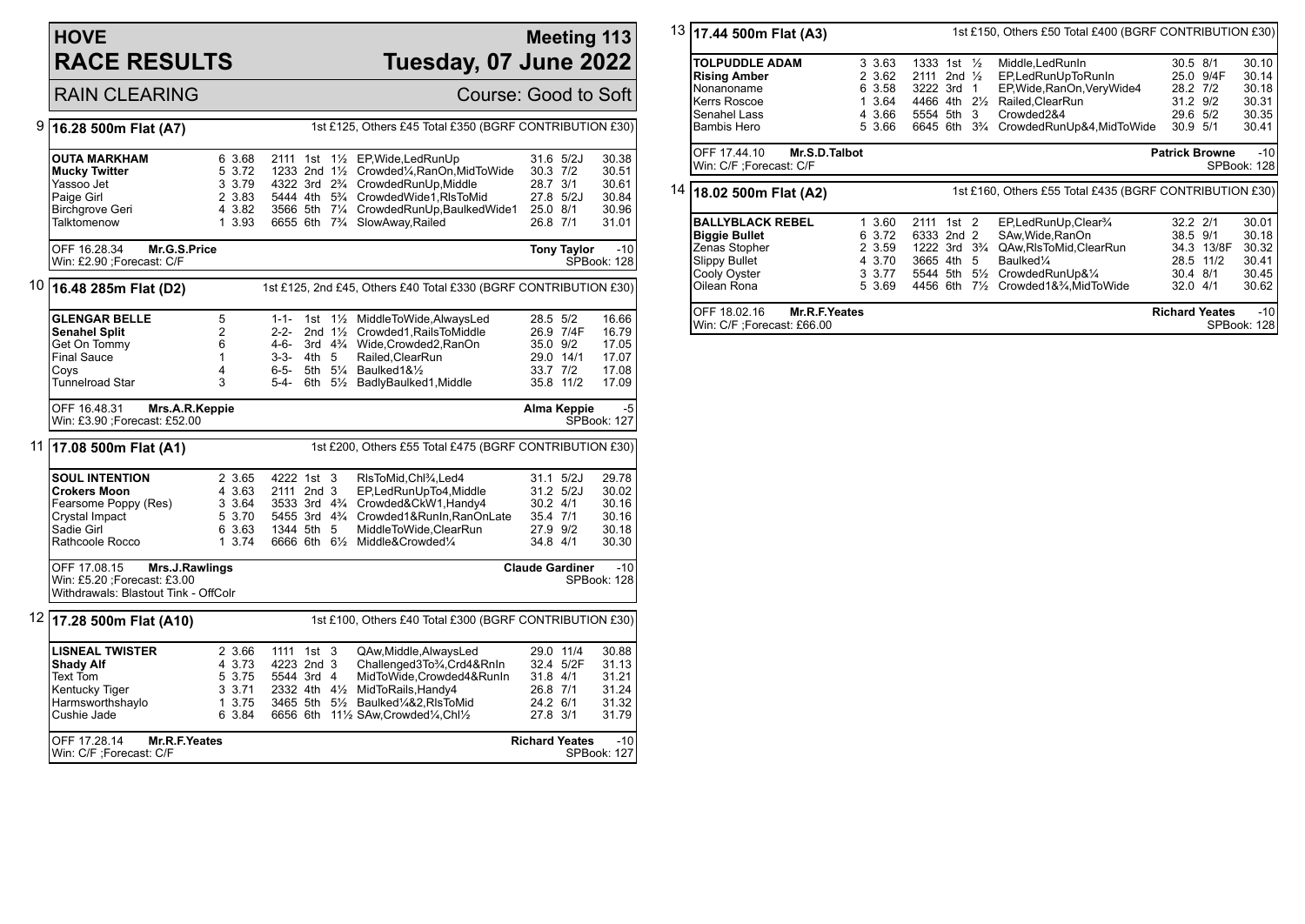# HOVE RACE RESULTS

## Meeting 113 Tuesday, 07 June 2022

RAIN CLEARING — Course: Good to Soft

### 9 16.28 500m Flat (A7)

1st £125, Others £45 Total £350 (BGRF CONTRIBUTION £30)

| | | | | | | | | | | |
|---|---|---|---|---|---|---|---|---|---|---|
| **OUTA MARKHAM** | 6 | 3.68 | 2111 | 1st | 1½ | EP,Wide,LedRunUp | 31.6 | 5/2J | 30.38 |
| **Mucky Twitter** | 5 | 3.72 | 1233 | 2nd | 1½ | Crowded¼,RanOn,MidToWide | 30.3 | 7/2 | 30.51 |
| Yassoo Jet | 3 | 3.79 | 4322 | 3rd | 2¾ | CrowdedRunUp,Middle | 28.7 | 3/1 | 30.61 |
| Paige Girl | 2 | 3.83 | 5444 | 4th | 5¾ | CrowdedWide1,RlsToMid | 27.8 | 5/2J | 30.84 |
| Birchgrove Geri | 4 | 3.82 | 3566 | 5th | 7¼ | CrowdedRunUp,BaulkedWide1 | 25.0 | 8/1 | 30.96 |
| Talktomenow | 1 | 3.93 | 6655 | 6th | 7¾ | SlowAway,Railed | 26.8 | 7/1 | 31.01 |

OFF 16.28.34 **Mr.G.S.Price** — **Tony Taylor** -10
Win: £2.90 ;Forecast: C/F — SPBook: 128

### 10 16.48 285m Flat (D2)

1st £125, 2nd £45, Others £40 Total £330 (BGRF CONTRIBUTION £30)

| | | | | | | | | | |
|---|---|---|---|---|---|---|---|---|---|
| **GLENGAR BELLE** | 5 | 1-1- | 1st | 1½ | MiddleToWide,AlwaysLed | 28.5 | 5/2 | 16.66 |
| **Senahel Split** | 2 | 2-2- | 2nd | 1½ | Crowded1,RailsToMiddle | 26.9 | 7/4F | 16.79 |
| Get On Tommy | 6 | 4-6- | 3rd | 4¾ | Wide,Crowded2,RanOn | 35.0 | 9/2 | 17.05 |
| Final Sauce | 1 | 3-3- | 4th | 5 | Railed,ClearRun | 29.0 | 14/1 | 17.07 |
| Coys | 4 | 6-5- | 5th | 5¼ | Baulked1&½ | 33.7 | 7/2 | 17.08 |
| Tunnelroad Star | 3 | 5-4- | 6th | 5½ | BadlyBaulked1,Middle | 35.8 | 11/2 | 17.09 |

OFF 16.48.31 **Mrs.A.R.Keppie** — **Alma Keppie** -5
Win: £3.90 ;Forecast: £52.00 — SPBook: 127

### 11 17.08 500m Flat (A1)

1st £200, Others £55 Total £475 (BGRF CONTRIBUTION £30)

| | | | | | | | | | |
|---|---|---|---|---|---|---|---|---|---|
| **SOUL INTENTION** | 2 | 3.65 | 4222 | 1st | 3 | RlsToMid,Chl¾,Led4 | 31.1 | 5/2J | 29.78 |
| **Crokers Moon** | 4 | 3.63 | 2111 | 2nd | 3 | EP,LedRunUpTo4,Middle | 31.2 | 5/2J | 30.02 |
| Fearsome Poppy (Res) | 3 | 3.64 | 3533 | 3rd | 4¾ | Crowded&CkW1,Handy4 | 30.2 | 4/1 | 30.16 |
| Crystal Impact | 5 | 3.70 | 5455 | 3rd | 4¾ | Crowded1&RunIn,RanOnLate | 35.4 | 7/1 | 30.16 |
| Sadie Girl | 6 | 3.63 | 1344 | 5th | 5 | MiddleToWide,ClearRun | 27.9 | 9/2 | 30.18 |
| Rathcoole Rocco | 1 | 3.74 | 6666 | 6th | 6½ | Middle&Crowded¼ | 34.8 | 4/1 | 30.30 |

OFF 17.08.15 **Mrs.J.Rawlings** — **Claude Gardiner** -10
Win: £5.20 ;Forecast: £3.00 — SPBook: 128
Withdrawals: Blastout Tink - OffColr

### 12 17.28 500m Flat (A10)

1st £100, Others £40 Total £300 (BGRF CONTRIBUTION £30)

| | | | | | | | | | |
|---|---|---|---|---|---|---|---|---|---|
| **LISNEAL TWISTER** | 2 | 3.66 | 1111 | 1st | 3 | QAw,Middle,AlwaysLed | 29.0 | 11/4 | 30.88 |
| **Shady Alf** | 4 | 3.73 | 4223 | 2nd | 3 | Challenged3To¾,Crd4&RnIn | 32.4 | 5/2F | 31.13 |
| Text Tom | 5 | 3.75 | 5544 | 3rd | 4 | MidToWide,Crowded4&RunIn | 31.8 | 4/1 | 31.21 |
| Kentucky Tiger | 3 | 3.71 | 2332 | 4th | 4½ | MidToRails,Handy4 | 26.8 | 7/1 | 31.24 |
| Harmsworthshaylo | 1 | 3.75 | 3465 | 5th | 5½ | Baulked¼&2,RlsToMid | 24.2 | 6/1 | 31.32 |
| Cushie Jade | 6 | 3.84 | 6656 | 6th | 11½ | SAw,Crowded¼,Chl½ | 27.8 | 3/1 | 31.79 |

OFF 17.28.14 **Mr.R.F.Yeates** — **Richard Yeates** -10
Win: C/F ;Forecast: C/F — SPBook: 127

### 13 17.44 500m Flat (A3)

1st £150, Others £50 Total £400 (BGRF CONTRIBUTION £30)

| | | | | | | | | | |
|---|---|---|---|---|---|---|---|---|---|
| **TOLPUDDLE ADAM** | 3 | 3.63 | 1333 | 1st | ½ | Middle,LedRunIn | 30.5 | 8/1 | 30.10 |
| **Rising Amber** | 2 | 3.62 | 2111 | 2nd | ½ | EP,LedRunUpToRunIn | 25.0 | 9/4F | 30.14 |
| Nonanoname | 6 | 3.58 | 3222 | 3rd | 1 | EP,Wide,RanOn,VeryWide4 | 28.2 | 7/2 | 30.18 |
| Kerrs Roscoe | 1 | 3.64 | 4466 | 4th | 2½ | Railed,ClearRun | 31.2 | 9/2 | 30.31 |
| Senahel Lass | 4 | 3.66 | 5554 | 5th | 3 | Crowded2&4 | 29.6 | 5/2 | 30.35 |
| Bambis Hero | 5 | 3.66 | 6645 | 6th | 3¾ | CrowdedRunUp&4,MidToWide | 30.9 | 5/1 | 30.41 |

OFF 17.44.10 **Mr.S.D.Talbot** — **Patrick Browne** -10
Win: C/F ;Forecast: C/F — SPBook: 128

### 14 18.02 500m Flat (A2)

1st £160, Others £55 Total £435 (BGRF CONTRIBUTION £30)

| | | | | | | | | | |
|---|---|---|---|---|---|---|---|---|---|
| **BALLYBLACK REBEL** | 1 | 3.60 | 2111 | 1st | 2 | EP,LedRunUp,Clear¾ | 32.2 | 2/1 | 30.01 |
| **Biggie Bullet** | 6 | 3.72 | 6333 | 2nd | 2 | SAw,Wide,RanOn | 38.5 | 9/1 | 30.18 |
| Zenas Stopher | 2 | 3.59 | 1222 | 3rd | 3¾ | QAw,RlsToMid,ClearRun | 34.3 | 13/8F | 30.32 |
| Slippy Bullet | 4 | 3.70 | 3665 | 4th | 5 | Baulked¼ | 28.5 | 11/2 | 30.41 |
| Cooly Oyster | 3 | 3.77 | 5544 | 5th | 5½ | CrowdedRunUp&¼ | 30.4 | 8/1 | 30.45 |
| Oilean Rona | 5 | 3.69 | 4456 | 6th | 7½ | Crowded1&¾,MidToWide | 32.0 | 4/1 | 30.62 |

OFF 18.02.16 **Mr.R.F.Yeates** — **Richard Yeates** -10
Win: C/F ;Forecast: £66.00 — SPBook: 128